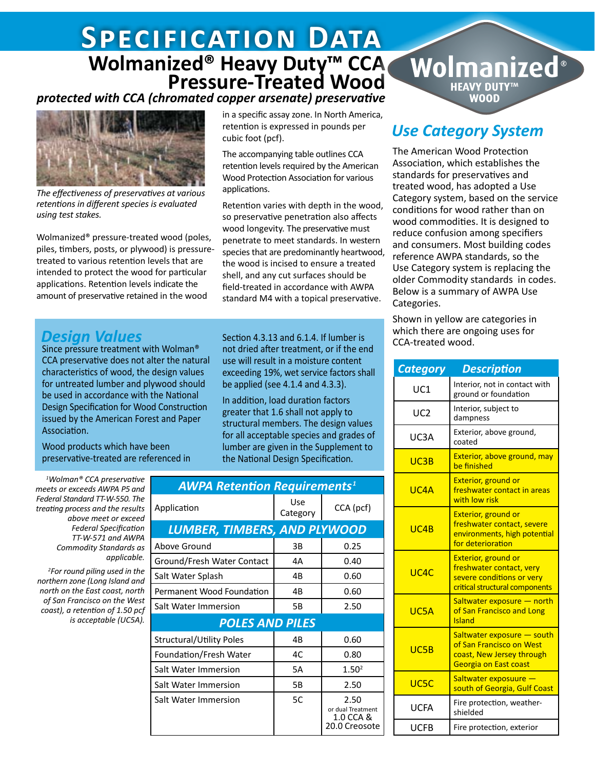# Specification Data

## Wolmanized® Heavy Duty™ CCA Pressure-Treated Wood

***protected with CCA (chromated copper arsenate) preservative***

Wolmanized® HEAVY DUTY™ WOOD

*The effectiveness of preservatives at various retentions in different species is evaluated using test stakes.*

Wolmanized® pressure-treated wood (poles, piles, timbers, posts, or plywood) is pressure-treated to various retention levels that are intended to protect the wood for particular applications. Retention levels indicate the amount of preservative retained in the wood in a specific assay zone. In North America, retention is expressed in pounds per cubic foot (pcf).

The accompanying table outlines CCA retention levels required by the American Wood Protection Association for various applications.

Retention varies with depth in the wood, so preservative penetration also affects wood longevity. The preservative must penetrate to meet standards. In western species that are predominantly heartwood, the wood is incised to ensure a treated shell, and any cut surfaces should be field-treated in accordance with AWPA standard M4 with a topical preservative.

## Design Values

Since pressure treatment with Wolman® CCA preservative does not alter the natural characteristics of wood, the design values for untreated lumber and plywood should be used in accordance with the National Design Specification for Wood Construction issued by the American Forest and Paper Association.

Wood products which have been preservative-treated are referenced in Section 4.3.13 and 6.1.4. If lumber is not dried after treatment, or if the end use will result in a moisture content exceeding 19%, wet service factors shall be applied (see 4.1.4 and 4.3.3).

In addition, load duration factors greater that 1.6 shall not apply to structural members. The design values for all acceptable species and grades of lumber are given in the Supplement to the National Design Specification.

### AWPA Retention Requirements[1]

| Application | Use Category | CCA (pcf) |
|---|---|---|
| **LUMBER, TIMBERS, AND PLYWOOD** | | |
| Above Ground | 3B | 0.25 |
| Ground/Fresh Water Contact | 4A | 0.40 |
| Salt Water Splash | 4B | 0.60 |
| Permanent Wood Foundation | 4B | 0.60 |
| Salt Water Immersion | 5B | 2.50 |
| **POLES AND PILES** | | |
| Structural/Utility Poles | 4B | 0.60 |
| Foundation/Fresh Water | 4C | 0.80 |
| Salt Water Immersion | 5A | 1.50[2] |
| Salt Water Immersion | 5B | 2.50 |
| Salt Water Immersion | 5C | 2.50 or dual Treatment 1.0 CCA & 20.0 Creosote |

*[1]Wolman® CCA preservative meets or exceeds AWPA P5 and Federal Standard TT-W-550. The treating process and the results above meet or exceed Federal Specification TT-W-571 and AWPA Commodity Standards as applicable.*

*[2]For round piling used in the northern zone (Long Island and north on the East coast, north of San Francisco on the West coast), a retention of 1.50 pcf is acceptable (UC5A).*

## Use Category System

The American Wood Protection Association, which establishes the standards for preservatives and treated wood, has adopted a Use Category system, based on the service conditions for wood rather than on wood commodities. It is designed to reduce confusion among specifiers and consumers. Most building codes reference AWPA standards, so the Use Category system is replacing the older Commodity standards in codes. Below is a summary of AWPA Use Categories.

Shown in yellow are categories in which there are ongoing uses for CCA-treated wood.

| Category | Description |
|---|---|
| UC1 | Interior, not in contact with ground or foundation |
| UC2 | Interior, subject to dampness |
| UC3A | Exterior, above ground, coated |
| UC3B | Exterior, above ground, may be finished |
| UC4A | Exterior, ground or freshwater contact in areas with low risk |
| UC4B | Exterior, ground or freshwater contact, severe environments, high potential for deterioration |
| UC4C | Exterior, ground or freshwater contact, very severe conditions or very critical structural components |
| UC5A | Saltwater exposure — north of San Francisco and Long Island |
| UC5B | Saltwater exposure — south of San Francisco on West coast, New Jersey through Georgia on East coast |
| UC5C | Saltwater exposuure — south of Georgia, Gulf Coast |
| UCFA | Fire protection, weather-shielded |
| UCFB | Fire protection, exterior |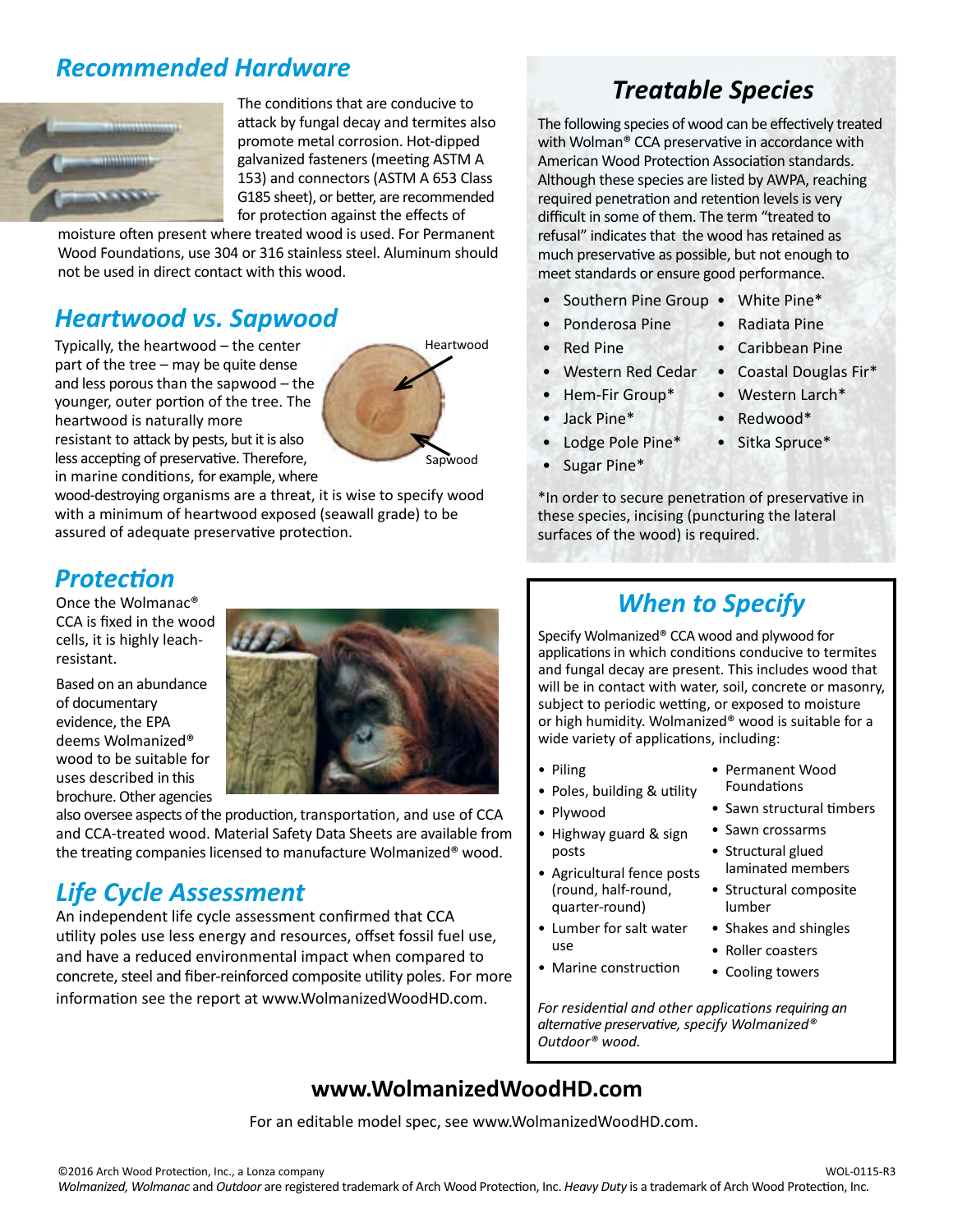## Recommended Hardware

The conditions that are conducive to attack by fungal decay and termites also promote metal corrosion. Hot-dipped galvanized fasteners (meeting ASTM A 153) and connectors (ASTM A 653 Class G185 sheet), or better, are recommended for protection against the effects of moisture often present where treated wood is used. For Permanent Wood Foundations, use 304 or 316 stainless steel. Aluminum should not be used in direct contact with this wood.

## Heartwood vs. Sapwood

Typically, the heartwood – the center part of the tree – may be quite dense and less porous than the sapwood – the younger, outer portion of the tree. The heartwood is naturally more resistant to attack by pests, but it is also less accepting of preservative. Therefore, in marine conditions, for example, where wood-destroying organisms are a threat, it is wise to specify wood with a minimum of heartwood exposed (seawall grade) to be assured of adequate preservative protection.

Heartwood

Sapwood

## Protection

Once the Wolmanac® CCA is fixed in the wood cells, it is highly leach-resistant.

Based on an abundance of documentary evidence, the EPA deems Wolmanized® wood to be suitable for uses described in this brochure. Other agencies also oversee aspects of the production, transportation, and use of CCA and CCA-treated wood. Material Safety Data Sheets are available from the treating companies licensed to manufacture Wolmanized® wood.

## Life Cycle Assessment

An independent life cycle assessment confirmed that CCA utility poles use less energy and resources, offset fossil fuel use, and have a reduced environmental impact when compared to concrete, steel and fiber-reinforced composite utility poles. For more information see the report at www.WolmanizedWoodHD.com.

## Treatable Species

The following species of wood can be effectively treated with Wolman® CCA preservative in accordance with American Wood Protection Association standards. Although these species are listed by AWPA, reaching required penetration and retention levels is very difficult in some of them. The term "treated to refusal" indicates that the wood has retained as much preservative as possible, but not enough to meet standards or ensure good performance.

- Southern Pine Group
- Ponderosa Pine
- Red Pine
- Western Red Cedar
- Hem-Fir Group*
- Jack Pine*
- Lodge Pole Pine*
- Sugar Pine*
- White Pine*
- Radiata Pine
- Caribbean Pine
- Coastal Douglas Fir*
- Western Larch*
- Redwood*
- Sitka Spruce*

*In order to secure penetration of preservative in these species, incising (puncturing the lateral surfaces of the wood) is required.

## When to Specify

Specify Wolmanized® CCA wood and plywood for applications in which conditions conducive to termites and fungal decay are present. This includes wood that will be in contact with water, soil, concrete or masonry, subject to periodic wetting, or exposed to moisture or high humidity. Wolmanized® wood is suitable for a wide variety of applications, including:

- Piling
- Poles, building & utility
- Plywood
- Highway guard & sign posts
- Agricultural fence posts (round, half-round, quarter-round)
- Lumber for salt water use
- Marine construction
- Permanent Wood Foundations
- Sawn structural timbers
- Sawn crossarms
- Structural glued laminated members
- Structural composite lumber
- Shakes and shingles
- Roller coasters
- Cooling towers

*For residential and other applications requiring an alternative preservative, specify Wolmanized® Outdoor® wood.*

**www.WolmanizedWoodHD.com**

For an editable model spec, see www.WolmanizedWoodHD.com.

©2016 Arch Wood Protection, Inc., a Lonza company

WOL-0115-R3

*Wolmanized, Wolmanac* and *Outdoor* are registered trademark of Arch Wood Protection, Inc. *Heavy Duty* is a trademark of Arch Wood Protection, Inc.